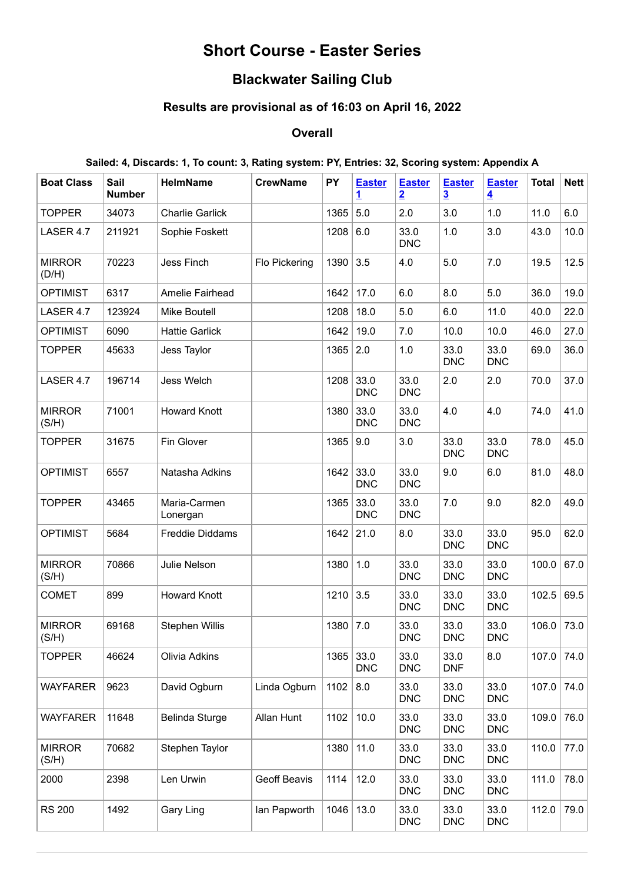# Short Course - Easter Series

## Blackwater Sailing Club

### Results are provisional as of 16:03 on April 16, 2022

### Overall

#### Sailed: 4, Discards: 1, To count: 3, Rating system: PY, Entries: 32, Scoring system: Appendix A

| Boat Class | Sail Number | HelmName | CrewName | PY | Easter 1 | Easter 2 | Easter 3 | Easter 4 | Total | Nett |
|---|---|---|---|---|---|---|---|---|---|---|
| TOPPER | 34073 | Charlie Garlick | | 1365 | 5.0 | 2.0 | 3.0 | 1.0 | 11.0 | 6.0 |
| LASER 4.7 | 211921 | Sophie Foskett | | 1208 | 6.0 | 33.0 DNC | 1.0 | 3.0 | 43.0 | 10.0 |
| MIRROR (D/H) | 70223 | Jess Finch | Flo Pickering | 1390 | 3.5 | 4.0 | 5.0 | 7.0 | 19.5 | 12.5 |
| OPTIMIST | 6317 | Amelie Fairhead | | 1642 | 17.0 | 6.0 | 8.0 | 5.0 | 36.0 | 19.0 |
| LASER 4.7 | 123924 | Mike Boutell | | 1208 | 18.0 | 5.0 | 6.0 | 11.0 | 40.0 | 22.0 |
| OPTIMIST | 6090 | Hattie Garlick | | 1642 | 19.0 | 7.0 | 10.0 | 10.0 | 46.0 | 27.0 |
| TOPPER | 45633 | Jess Taylor | | 1365 | 2.0 | 1.0 | 33.0 DNC | 33.0 DNC | 69.0 | 36.0 |
| LASER 4.7 | 196714 | Jess Welch | | 1208 | 33.0 DNC | 33.0 DNC | 2.0 | 2.0 | 70.0 | 37.0 |
| MIRROR (S/H) | 71001 | Howard Knott | | 1380 | 33.0 DNC | 33.0 DNC | 4.0 | 4.0 | 74.0 | 41.0 |
| TOPPER | 31675 | Fin Glover | | 1365 | 9.0 | 3.0 | 33.0 DNC | 33.0 DNC | 78.0 | 45.0 |
| OPTIMIST | 6557 | Natasha Adkins | | 1642 | 33.0 DNC | 33.0 DNC | 9.0 | 6.0 | 81.0 | 48.0 |
| TOPPER | 43465 | Maria-Carmen Lonergan | | 1365 | 33.0 DNC | 33.0 DNC | 7.0 | 9.0 | 82.0 | 49.0 |
| OPTIMIST | 5684 | Freddie Diddams | | 1642 | 21.0 | 8.0 | 33.0 DNC | 33.0 DNC | 95.0 | 62.0 |
| MIRROR (S/H) | 70866 | Julie Nelson | | 1380 | 1.0 | 33.0 DNC | 33.0 DNC | 33.0 DNC | 100.0 | 67.0 |
| COMET | 899 | Howard Knott | | 1210 | 3.5 | 33.0 DNC | 33.0 DNC | 33.0 DNC | 102.5 | 69.5 |
| MIRROR (S/H) | 69168 | Stephen Willis | | 1380 | 7.0 | 33.0 DNC | 33.0 DNC | 33.0 DNC | 106.0 | 73.0 |
| TOPPER | 46624 | Olivia Adkins | | 1365 | 33.0 DNC | 33.0 DNC | 33.0 DNF | 8.0 | 107.0 | 74.0 |
| WAYFARER | 9623 | David Ogburn | Linda Ogburn | 1102 | 8.0 | 33.0 DNC | 33.0 DNC | 33.0 DNC | 107.0 | 74.0 |
| WAYFARER | 11648 | Belinda Sturge | Allan Hunt | 1102 | 10.0 | 33.0 DNC | 33.0 DNC | 33.0 DNC | 109.0 | 76.0 |
| MIRROR (S/H) | 70682 | Stephen Taylor | | 1380 | 11.0 | 33.0 DNC | 33.0 DNC | 33.0 DNC | 110.0 | 77.0 |
| 2000 | 2398 | Len Urwin | Geoff Beavis | 1114 | 12.0 | 33.0 DNC | 33.0 DNC | 33.0 DNC | 111.0 | 78.0 |
| RS 200 | 1492 | Gary Ling | Ian Papworth | 1046 | 13.0 | 33.0 DNC | 33.0 DNC | 33.0 DNC | 112.0 | 79.0 |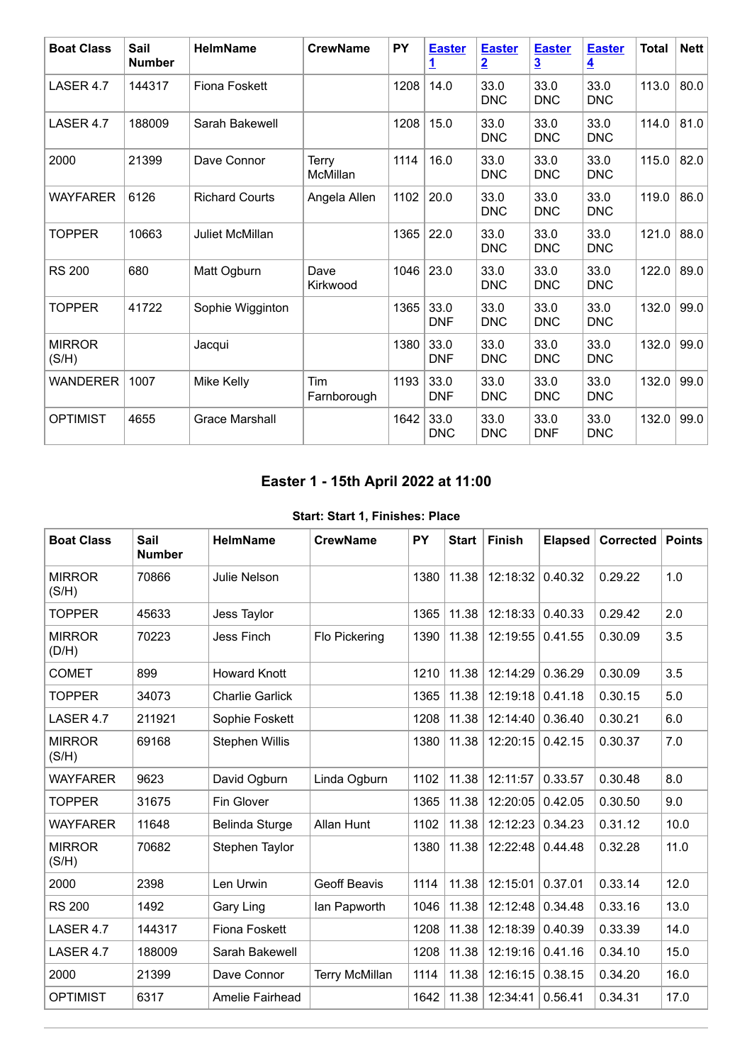| Boat Class | Sail Number | HelmName | CrewName | PY | [Easter 1]() | [Easter 2]() | [Easter 3]() | [Easter 4]() | Total | Nett |
|---|---|---|---|---|---|---|---|---|---|---|
| LASER 4.7 | 144317 | Fiona Foskett | | 1208 | 14.0 | 33.0 DNC | 33.0 DNC | 33.0 DNC | 113.0 | 80.0 |
| LASER 4.7 | 188009 | Sarah Bakewell | | 1208 | 15.0 | 33.0 DNC | 33.0 DNC | 33.0 DNC | 114.0 | 81.0 |
| 2000 | 21399 | Dave Connor | Terry McMillan | 1114 | 16.0 | 33.0 DNC | 33.0 DNC | 33.0 DNC | 115.0 | 82.0 |
| WAYFARER | 6126 | Richard Courts | Angela Allen | 1102 | 20.0 | 33.0 DNC | 33.0 DNC | 33.0 DNC | 119.0 | 86.0 |
| TOPPER | 10663 | Juliet McMillan | | 1365 | 22.0 | 33.0 DNC | 33.0 DNC | 33.0 DNC | 121.0 | 88.0 |
| RS 200 | 680 | Matt Ogburn | Dave Kirkwood | 1046 | 23.0 | 33.0 DNC | 33.0 DNC | 33.0 DNC | 122.0 | 89.0 |
| TOPPER | 41722 | Sophie Wigginton | | 1365 | 33.0 DNF | 33.0 DNC | 33.0 DNC | 33.0 DNC | 132.0 | 99.0 |
| MIRROR (S/H) | | Jacqui | | 1380 | 33.0 DNF | 33.0 DNC | 33.0 DNC | 33.0 DNC | 132.0 | 99.0 |
| WANDERER | 1007 | Mike Kelly | Tim Farnborough | 1193 | 33.0 DNF | 33.0 DNC | 33.0 DNC | 33.0 DNC | 132.0 | 99.0 |
| OPTIMIST | 4655 | Grace Marshall | | 1642 | 33.0 DNC | 33.0 DNC | 33.0 DNF | 33.0 DNC | 132.0 | 99.0 |

## Easter 1 - 15th April 2022 at 11:00

**Start: Start 1, Finishes: Place**

| Boat Class | Sail Number | HelmName | CrewName | PY | Start | Finish | Elapsed | Corrected | Points |
|---|---|---|---|---|---|---|---|---|---|
| MIRROR (S/H) | 70866 | Julie Nelson | | 1380 | 11.38 | 12:18:32 | 0.40.32 | 0.29.22 | 1.0 |
| TOPPER | 45633 | Jess Taylor | | 1365 | 11.38 | 12:18:33 | 0.40.33 | 0.29.42 | 2.0 |
| MIRROR (D/H) | 70223 | Jess Finch | Flo Pickering | 1390 | 11.38 | 12:19:55 | 0.41.55 | 0.30.09 | 3.5 |
| COMET | 899 | Howard Knott | | 1210 | 11.38 | 12:14:29 | 0.36.29 | 0.30.09 | 3.5 |
| TOPPER | 34073 | Charlie Garlick | | 1365 | 11.38 | 12:19:18 | 0.41.18 | 0.30.15 | 5.0 |
| LASER 4.7 | 211921 | Sophie Foskett | | 1208 | 11.38 | 12:14:40 | 0.36.40 | 0.30.21 | 6.0 |
| MIRROR (S/H) | 69168 | Stephen Willis | | 1380 | 11.38 | 12:20:15 | 0.42.15 | 0.30.37 | 7.0 |
| WAYFARER | 9623 | David Ogburn | Linda Ogburn | 1102 | 11.38 | 12:11:57 | 0.33.57 | 0.30.48 | 8.0 |
| TOPPER | 31675 | Fin Glover | | 1365 | 11.38 | 12:20:05 | 0.42.05 | 0.30.50 | 9.0 |
| WAYFARER | 11648 | Belinda Sturge | Allan Hunt | 1102 | 11.38 | 12:12:23 | 0.34.23 | 0.31.12 | 10.0 |
| MIRROR (S/H) | 70682 | Stephen Taylor | | 1380 | 11.38 | 12:22:48 | 0.44.48 | 0.32.28 | 11.0 |
| 2000 | 2398 | Len Urwin | Geoff Beavis | 1114 | 11.38 | 12:15:01 | 0.37.01 | 0.33.14 | 12.0 |
| RS 200 | 1492 | Gary Ling | Ian Papworth | 1046 | 11.38 | 12:12:48 | 0.34.48 | 0.33.16 | 13.0 |
| LASER 4.7 | 144317 | Fiona Foskett | | 1208 | 11.38 | 12:18:39 | 0.40.39 | 0.33.39 | 14.0 |
| LASER 4.7 | 188009 | Sarah Bakewell | | 1208 | 11.38 | 12:19:16 | 0.41.16 | 0.34.10 | 15.0 |
| 2000 | 21399 | Dave Connor | Terry McMillan | 1114 | 11.38 | 12:16:15 | 0.38.15 | 0.34.20 | 16.0 |
| OPTIMIST | 6317 | Amelie Fairhead | | 1642 | 11.38 | 12:34:41 | 0.56.41 | 0.34.31 | 17.0 |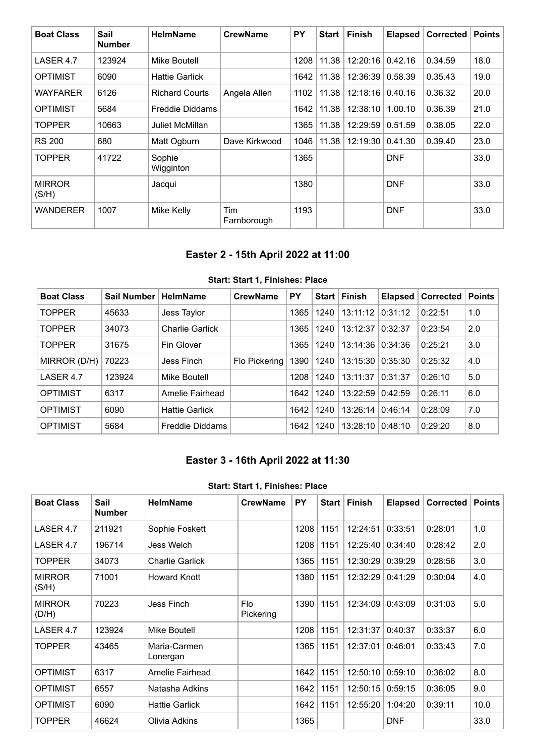| Boat Class | Sail Number | HelmName | CrewName | PY | Start | Finish | Elapsed | Corrected | Points |
|---|---|---|---|---|---|---|---|---|---|
| LASER 4.7 | 123924 | Mike Boutell | | 1208 | 11.38 | 12:20:16 | 0.42.16 | 0.34.59 | 18.0 |
| OPTIMIST | 6090 | Hattie Garlick | | 1642 | 11.38 | 12:36:39 | 0.58.39 | 0.35.43 | 19.0 |
| WAYFARER | 6126 | Richard Courts | Angela Allen | 1102 | 11.38 | 12:18:16 | 0.40.16 | 0.36.32 | 20.0 |
| OPTIMIST | 5684 | Freddie Diddams | | 1642 | 11.38 | 12:38:10 | 1.00.10 | 0.36.39 | 21.0 |
| TOPPER | 10663 | Juliet McMillan | | 1365 | 11.38 | 12:29:59 | 0.51.59 | 0.38.05 | 22.0 |
| RS 200 | 680 | Matt Ogburn | Dave Kirkwood | 1046 | 11.38 | 12:19:30 | 0.41.30 | 0.39.40 | 23.0 |
| TOPPER | 41722 | Sophie Wigginton | | 1365 | | | DNF | | 33.0 |
| MIRROR (S/H) | | Jacqui | | 1380 | | | DNF | | 33.0 |
| WANDERER | 1007 | Mike Kelly | Tim Farnborough | 1193 | | | DNF | | 33.0 |

## Easter 2 - 15th April 2022 at 11:00

**Start: Start 1, Finishes: Place**

| Boat Class | Sail Number | HelmName | CrewName | PY | Start | Finish | Elapsed | Corrected | Points |
|---|---|---|---|---|---|---|---|---|---|
| TOPPER | 45633 | Jess Taylor | | 1365 | 1240 | 13:11:12 | 0:31:12 | 0:22:51 | 1.0 |
| TOPPER | 34073 | Charlie Garlick | | 1365 | 1240 | 13:12:37 | 0:32:37 | 0:23:54 | 2.0 |
| TOPPER | 31675 | Fin Glover | | 1365 | 1240 | 13:14:36 | 0:34:36 | 0:25:21 | 3.0 |
| MIRROR (D/H) | 70223 | Jess Finch | Flo Pickering | 1390 | 1240 | 13:15:30 | 0:35:30 | 0:25:32 | 4.0 |
| LASER 4.7 | 123924 | Mike Boutell | | 1208 | 1240 | 13:11:37 | 0:31:37 | 0:26:10 | 5.0 |
| OPTIMIST | 6317 | Amelie Fairhead | | 1642 | 1240 | 13:22:59 | 0:42:59 | 0:26:11 | 6.0 |
| OPTIMIST | 6090 | Hattie Garlick | | 1642 | 1240 | 13:26:14 | 0:46:14 | 0:28:09 | 7.0 |
| OPTIMIST | 5684 | Freddie Diddams | | 1642 | 1240 | 13:28:10 | 0:48:10 | 0:29:20 | 8.0 |

## Easter 3 - 16th April 2022 at 11:30

**Start: Start 1, Finishes: Place**

| Boat Class | Sail Number | HelmName | CrewName | PY | Start | Finish | Elapsed | Corrected | Points |
|---|---|---|---|---|---|---|---|---|---|
| LASER 4.7 | 211921 | Sophie Foskett | | 1208 | 1151 | 12:24:51 | 0:33:51 | 0:28:01 | 1.0 |
| LASER 4.7 | 196714 | Jess Welch | | 1208 | 1151 | 12:25:40 | 0:34:40 | 0:28:42 | 2.0 |
| TOPPER | 34073 | Charlie Garlick | | 1365 | 1151 | 12:30:29 | 0:39:29 | 0:28:56 | 3.0 |
| MIRROR (S/H) | 71001 | Howard Knott | | 1380 | 1151 | 12:32:29 | 0:41:29 | 0:30:04 | 4.0 |
| MIRROR (D/H) | 70223 | Jess Finch | Flo Pickering | 1390 | 1151 | 12:34:09 | 0:43:09 | 0:31:03 | 5.0 |
| LASER 4.7 | 123924 | Mike Boutell | | 1208 | 1151 | 12:31:37 | 0:40:37 | 0:33:37 | 6.0 |
| TOPPER | 43465 | Maria-Carmen Lonergan | | 1365 | 1151 | 12:37:01 | 0:46:01 | 0:33:43 | 7.0 |
| OPTIMIST | 6317 | Amelie Fairhead | | 1642 | 1151 | 12:50:10 | 0:59:10 | 0:36:02 | 8.0 |
| OPTIMIST | 6557 | Natasha Adkins | | 1642 | 1151 | 12:50:15 | 0:59:15 | 0:36:05 | 9.0 |
| OPTIMIST | 6090 | Hattie Garlick | | 1642 | 1151 | 12:55:20 | 1:04:20 | 0:39:11 | 10.0 |
| TOPPER | 46624 | Olivia Adkins | | 1365 | | | DNF | | 33.0 |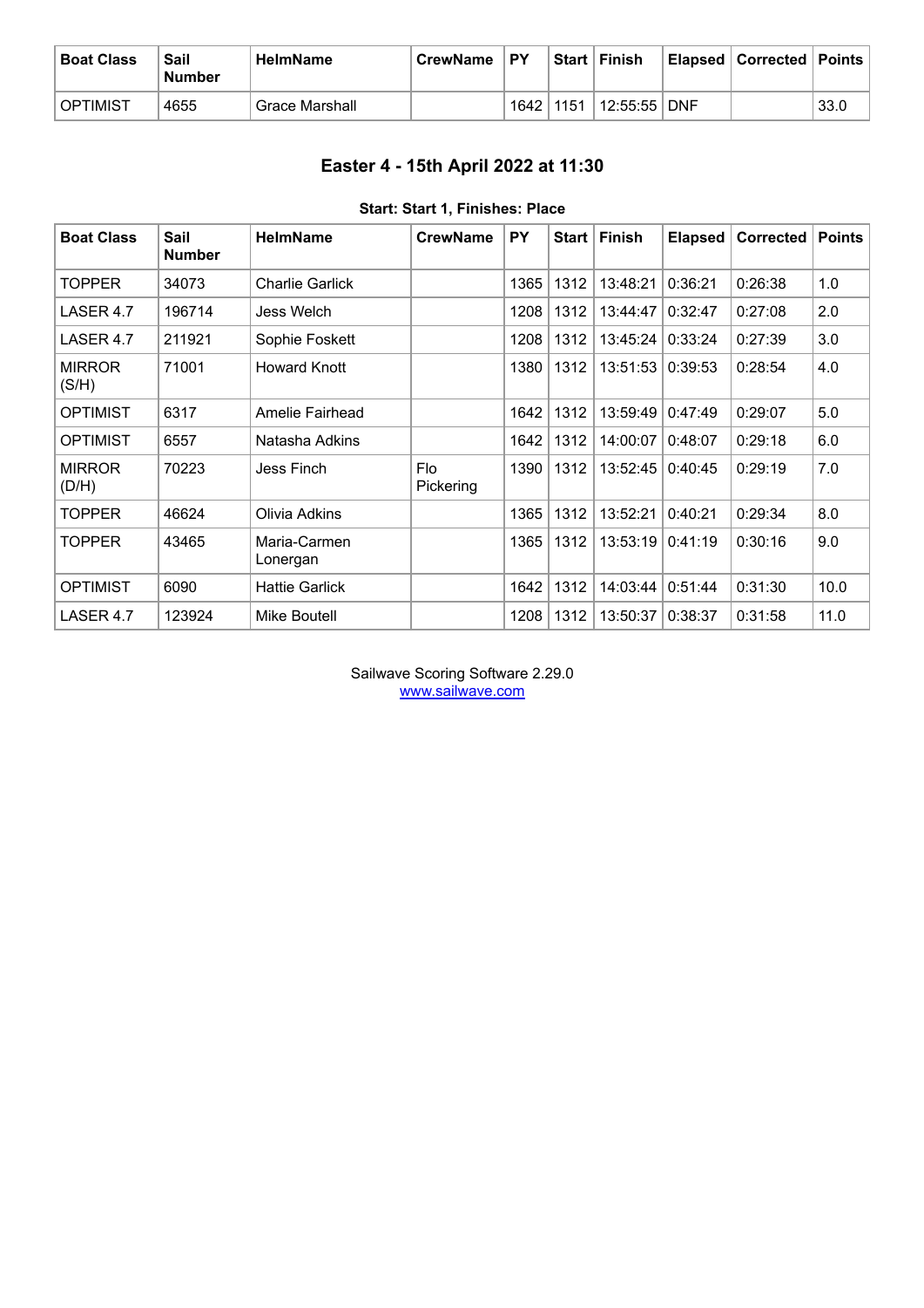| Boat Class | Sail Number | HelmName | CrewName | PY | Start | Finish | Elapsed | Corrected | Points |
|---|---|---|---|---|---|---|---|---|---|
| OPTIMIST | 4655 | Grace Marshall | | 1642 | 1151 | 12:55:55 | DNF | | 33.0 |

## Easter 4 - 15th April 2022 at 11:30

**Start: Start 1, Finishes: Place**

| Boat Class | Sail Number | HelmName | CrewName | PY | Start | Finish | Elapsed | Corrected | Points |
|---|---|---|---|---|---|---|---|---|---|
| TOPPER | 34073 | Charlie Garlick | | 1365 | 1312 | 13:48:21 | 0:36:21 | 0:26:38 | 1.0 |
| LASER 4.7 | 196714 | Jess Welch | | 1208 | 1312 | 13:44:47 | 0:32:47 | 0:27:08 | 2.0 |
| LASER 4.7 | 211921 | Sophie Foskett | | 1208 | 1312 | 13:45:24 | 0:33:24 | 0:27:39 | 3.0 |
| MIRROR (S/H) | 71001 | Howard Knott | | 1380 | 1312 | 13:51:53 | 0:39:53 | 0:28:54 | 4.0 |
| OPTIMIST | 6317 | Amelie Fairhead | | 1642 | 1312 | 13:59:49 | 0:47:49 | 0:29:07 | 5.0 |
| OPTIMIST | 6557 | Natasha Adkins | | 1642 | 1312 | 14:00:07 | 0:48:07 | 0:29:18 | 6.0 |
| MIRROR (D/H) | 70223 | Jess Finch | Flo Pickering | 1390 | 1312 | 13:52:45 | 0:40:45 | 0:29:19 | 7.0 |
| TOPPER | 46624 | Olivia Adkins | | 1365 | 1312 | 13:52:21 | 0:40:21 | 0:29:34 | 8.0 |
| TOPPER | 43465 | Maria-Carmen Lonergan | | 1365 | 1312 | 13:53:19 | 0:41:19 | 0:30:16 | 9.0 |
| OPTIMIST | 6090 | Hattie Garlick | | 1642 | 1312 | 14:03:44 | 0:51:44 | 0:31:30 | 10.0 |
| LASER 4.7 | 123924 | Mike Boutell | | 1208 | 1312 | 13:50:37 | 0:38:37 | 0:31:58 | 11.0 |

Sailwave Scoring Software 2.29.0
www.sailwave.com